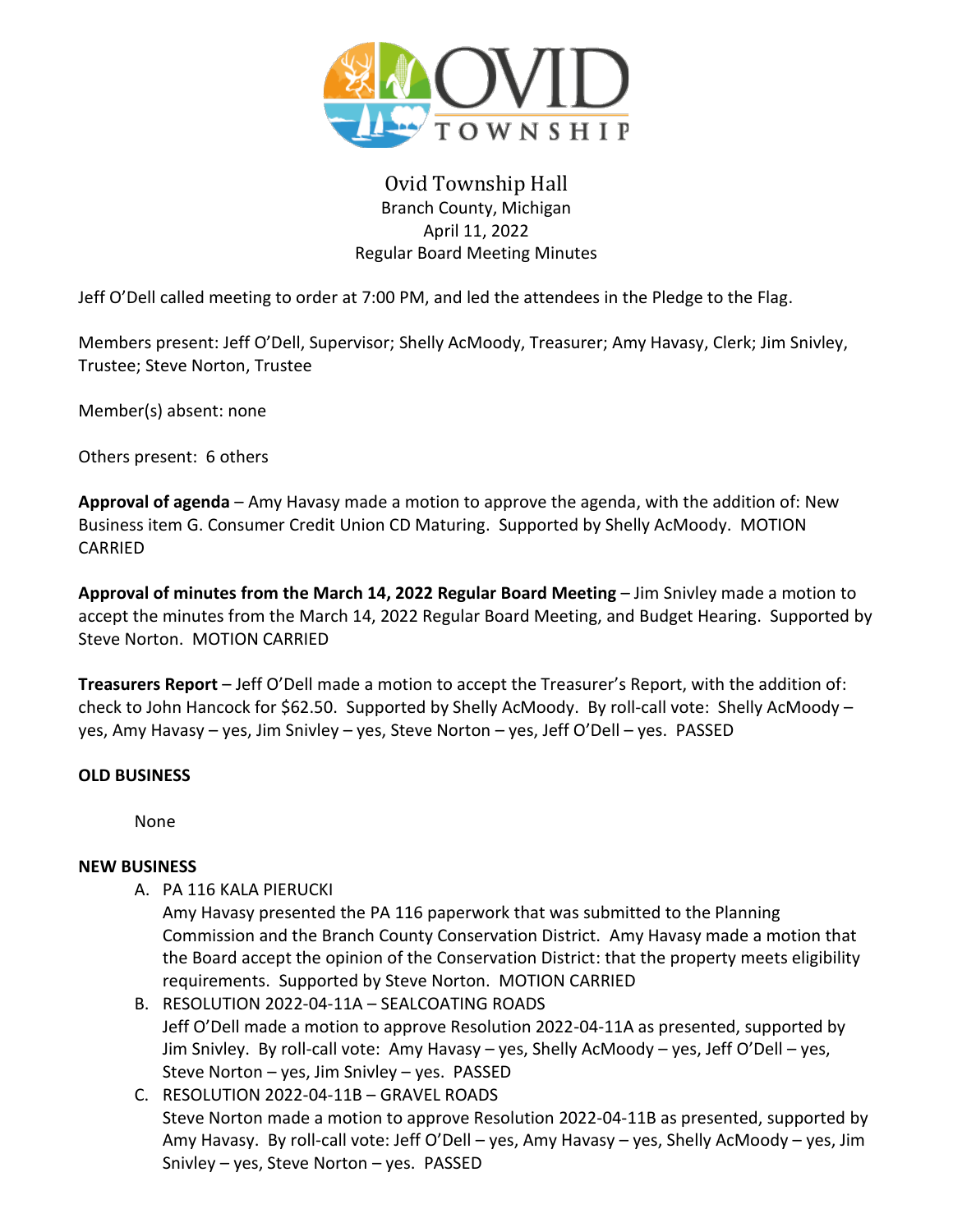# Ovid Township Hall

Branch County, Michigan
April 11, 2022
Regular Board Meeting Minutes

Jeff O'Dell called meeting to order at 7:00 PM, and led the attendees in the Pledge to the Flag.

Members present: Jeff O'Dell, Supervisor; Shelly AcMoody, Treasurer; Amy Havasy, Clerk; Jim Snivley, Trustee; Steve Norton, Trustee

Member(s) absent: none

Others present: 6 others

**Approval of agenda** – Amy Havasy made a motion to approve the agenda, with the addition of: New Business item G. Consumer Credit Union CD Maturing. Supported by Shelly AcMoody. MOTION CARRIED

**Approval of minutes from the March 14, 2022 Regular Board Meeting** – Jim Snivley made a motion to accept the minutes from the March 14, 2022 Regular Board Meeting, and Budget Hearing. Supported by Steve Norton. MOTION CARRIED

**Treasurers Report** – Jeff O'Dell made a motion to accept the Treasurer's Report, with the addition of: check to John Hancock for $62.50. Supported by Shelly AcMoody. By roll-call vote: Shelly AcMoody – yes, Amy Havasy – yes, Jim Snivley – yes, Steve Norton – yes, Jeff O'Dell – yes. PASSED

**OLD BUSINESS**

None

**NEW BUSINESS**

A. PA 116 KALA PIERUCKI
Amy Havasy presented the PA 116 paperwork that was submitted to the Planning Commission and the Branch County Conservation District. Amy Havasy made a motion that the Board accept the opinion of the Conservation District: that the property meets eligibility requirements. Supported by Steve Norton. MOTION CARRIED

B. RESOLUTION 2022-04-11A – SEALCOATING ROADS
Jeff O'Dell made a motion to approve Resolution 2022-04-11A as presented, supported by Jim Snivley. By roll-call vote: Amy Havasy – yes, Shelly AcMoody – yes, Jeff O'Dell – yes, Steve Norton – yes, Jim Snivley – yes. PASSED

C. RESOLUTION 2022-04-11B – GRAVEL ROADS
Steve Norton made a motion to approve Resolution 2022-04-11B as presented, supported by Amy Havasy. By roll-call vote: Jeff O'Dell – yes, Amy Havasy – yes, Shelly AcMoody – yes, Jim Snivley – yes, Steve Norton – yes. PASSED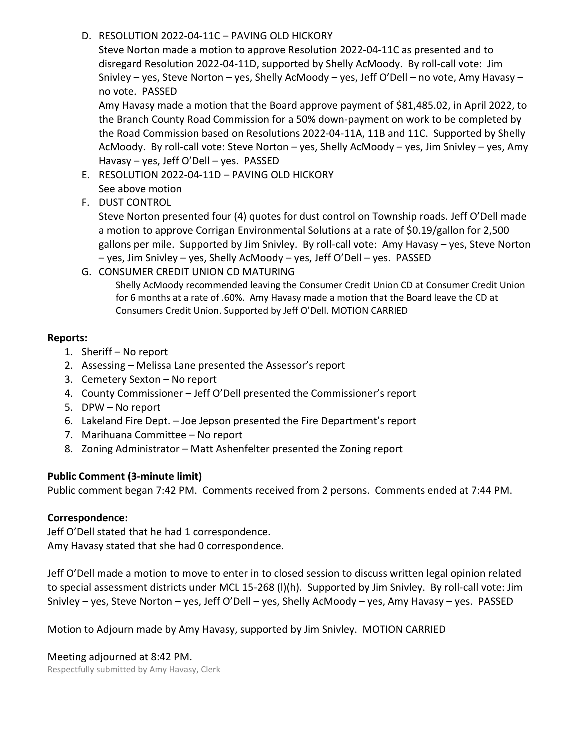D. RESOLUTION 2022-04-11C – PAVING OLD HICKORY

Steve Norton made a motion to approve Resolution 2022-04-11C as presented and to disregard Resolution 2022-04-11D, supported by Shelly AcMoody. By roll-call vote: Jim Snivley – yes, Steve Norton – yes, Shelly AcMoody – yes, Jeff O'Dell – no vote, Amy Havasy – no vote. PASSED

Amy Havasy made a motion that the Board approve payment of $81,485.02, in April 2022, to the Branch County Road Commission for a 50% down-payment on work to be completed by the Road Commission based on Resolutions 2022-04-11A, 11B and 11C. Supported by Shelly AcMoody. By roll-call vote: Steve Norton – yes, Shelly AcMoody – yes, Jim Snivley – yes, Amy Havasy – yes, Jeff O'Dell – yes. PASSED

E. RESOLUTION 2022-04-11D – PAVING OLD HICKORY

See above motion

F. DUST CONTROL

Steve Norton presented four (4) quotes for dust control on Township roads. Jeff O'Dell made a motion to approve Corrigan Environmental Solutions at a rate of $0.19/gallon for 2,500 gallons per mile. Supported by Jim Snivley. By roll-call vote: Amy Havasy – yes, Steve Norton – yes, Jim Snivley – yes, Shelly AcMoody – yes, Jeff O'Dell – yes. PASSED

G. CONSUMER CREDIT UNION CD MATURING

Shelly AcMoody recommended leaving the Consumer Credit Union CD at Consumer Credit Union for 6 months at a rate of .60%. Amy Havasy made a motion that the Board leave the CD at Consumers Credit Union. Supported by Jeff O'Dell. MOTION CARRIED

**Reports:**

1. Sheriff – No report
2. Assessing – Melissa Lane presented the Assessor's report
3. Cemetery Sexton – No report
4. County Commissioner – Jeff O'Dell presented the Commissioner's report
5. DPW – No report
6. Lakeland Fire Dept. – Joe Jepson presented the Fire Department's report
7. Marihuana Committee – No report
8. Zoning Administrator – Matt Ashenfelter presented the Zoning report

**Public Comment (3-minute limit)**

Public comment began 7:42 PM. Comments received from 2 persons. Comments ended at 7:44 PM.

**Correspondence:**

Jeff O'Dell stated that he had 1 correspondence.
Amy Havasy stated that she had 0 correspondence.

Jeff O'Dell made a motion to move to enter in to closed session to discuss written legal opinion related to special assessment districts under MCL 15-268 (l)(h). Supported by Jim Snivley. By roll-call vote: Jim Snivley – yes, Steve Norton – yes, Jeff O'Dell – yes, Shelly AcMoody – yes, Amy Havasy – yes. PASSED

Motion to Adjourn made by Amy Havasy, supported by Jim Snivley. MOTION CARRIED

Meeting adjourned at 8:42 PM.

Respectfully submitted by Amy Havasy, Clerk